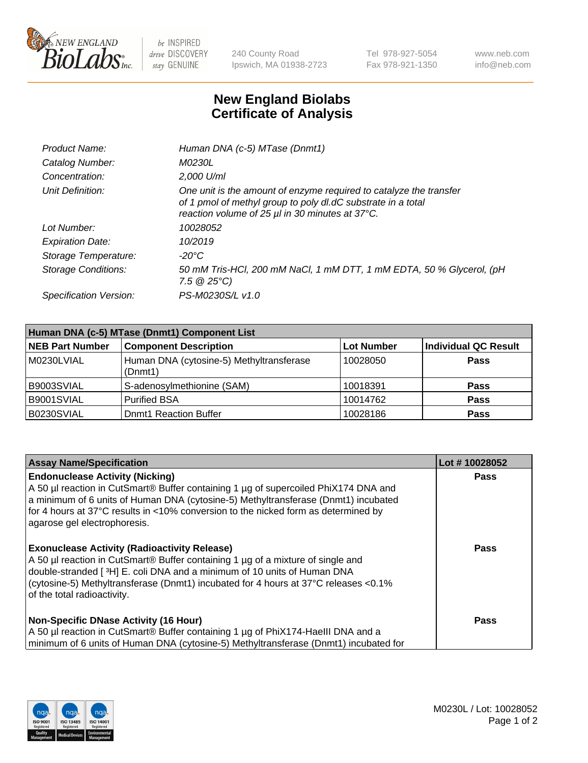# New England Biolabs Certificate of Analysis

| | |
|---|---|
| *Product Name:* | *Human DNA (c-5) MTase (Dnmt1)* |
| *Catalog Number:* | *M0230L* |
| *Concentration:* | *2,000 U/ml* |
| *Unit Definition:* | *One unit is the amount of enzyme required to catalyze the transfer of 1 pmol of methyl group to poly dI.dC substrate in a total reaction volume of 25 µl in 30 minutes at 37°C.* |
| *Lot Number:* | *10028052* |
| *Expiration Date:* | *10/2019* |
| *Storage Temperature:* | *-20°C* |
| *Storage Conditions:* | *50 mM Tris-HCl, 200 mM NaCl, 1 mM DTT, 1 mM EDTA, 50 % Glycerol, (pH 7.5 @ 25°C)* |
| *Specification Version:* | *PS-M0230S/L v1.0* |

| Human DNA (c-5) MTase (Dnmt1) Component List | | | |
|---|---|---|---|
| **NEB Part Number** | **Component Description** | **Lot Number** | **Individual QC Result** |
| M0230LVIAL | Human DNA (cytosine-5) Methyltransferase (Dnmt1) | 10028050 | **Pass** |
| B9003SVIAL | S-adenosylmethionine (SAM) | 10018391 | **Pass** |
| B9001SVIAL | Purified BSA | 10014762 | **Pass** |
| B0230SVIAL | Dnmt1 Reaction Buffer | 10028186 | **Pass** |

| Assay Name/Specification | Lot # 10028052 |
|---|---|
| **Endonuclease Activity (Nicking)** A 50 µl reaction in CutSmart® Buffer containing 1 µg of supercoiled PhiX174 DNA and a minimum of 6 units of Human DNA (cytosine-5) Methyltransferase (Dnmt1) incubated for 4 hours at 37°C results in <10% conversion to the nicked form as determined by agarose gel electrophoresis. | **Pass** |
| **Exonuclease Activity (Radioactivity Release)** A 50 µl reaction in CutSmart® Buffer containing 1 µg of a mixture of single and double-stranded [ $^3$H] E. coli DNA and a minimum of 10 units of Human DNA (cytosine-5) Methyltransferase (Dnmt1) incubated for 4 hours at 37°C releases <0.1% of the total radioactivity. | **Pass** |
| **Non-Specific DNase Activity (16 Hour)** A 50 µl reaction in CutSmart® Buffer containing 1 µg of PhiX174-HaeIII DNA and a minimum of 6 units of Human DNA (cytosine-5) Methyltransferase (Dnmt1) incubated for | **Pass** |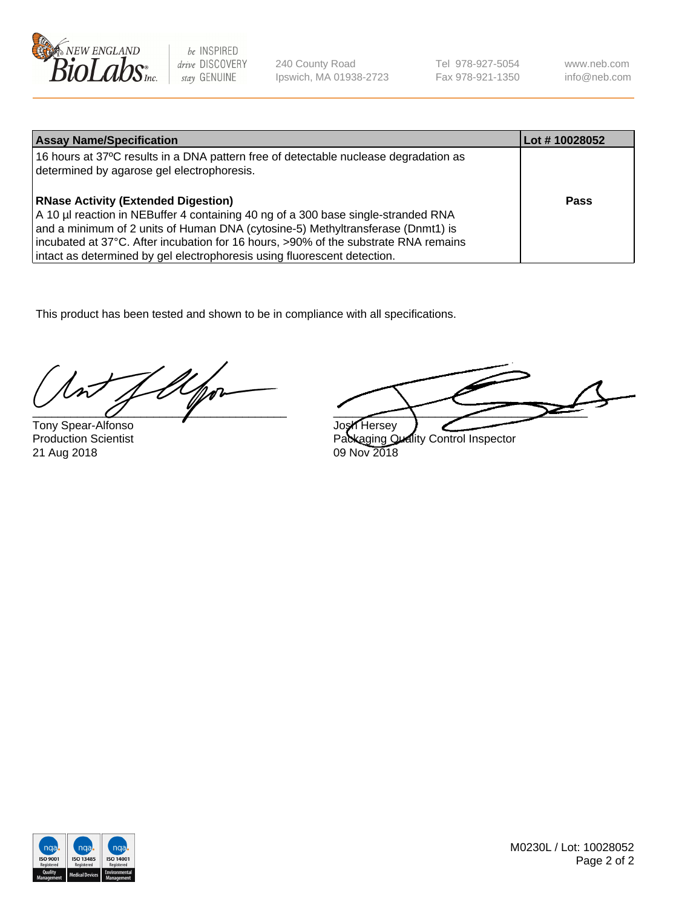240 County Road
Ipswich, MA 01938-2723

Tel 978-927-5054
Fax 978-921-1350

www.neb.com
info@neb.com

| Assay Name/Specification | Lot # 10028052 |
|---|---|
| 16 hours at 37ºC results in a DNA pattern free of detectable nuclease degradation as determined by agarose gel electrophoresis. | |
| **RNase Activity (Extended Digestion)**<br>A 10 µl reaction in NEBuffer 4 containing 40 ng of a 300 base single-stranded RNA and a minimum of 2 units of Human DNA (cytosine-5) Methyltransferase (Dnmt1) is incubated at 37°C. After incubation for 16 hours, >90% of the substrate RNA remains intact as determined by gel electrophoresis using fluorescent detection. | **Pass** |

This product has been tested and shown to be in compliance with all specifications.

Tony Spear-Alfonso
Production Scientist
21 Aug 2018

Josh Hersey
Packaging Quality Control Inspector
09 Nov 2018

M0230L / Lot: 10028052